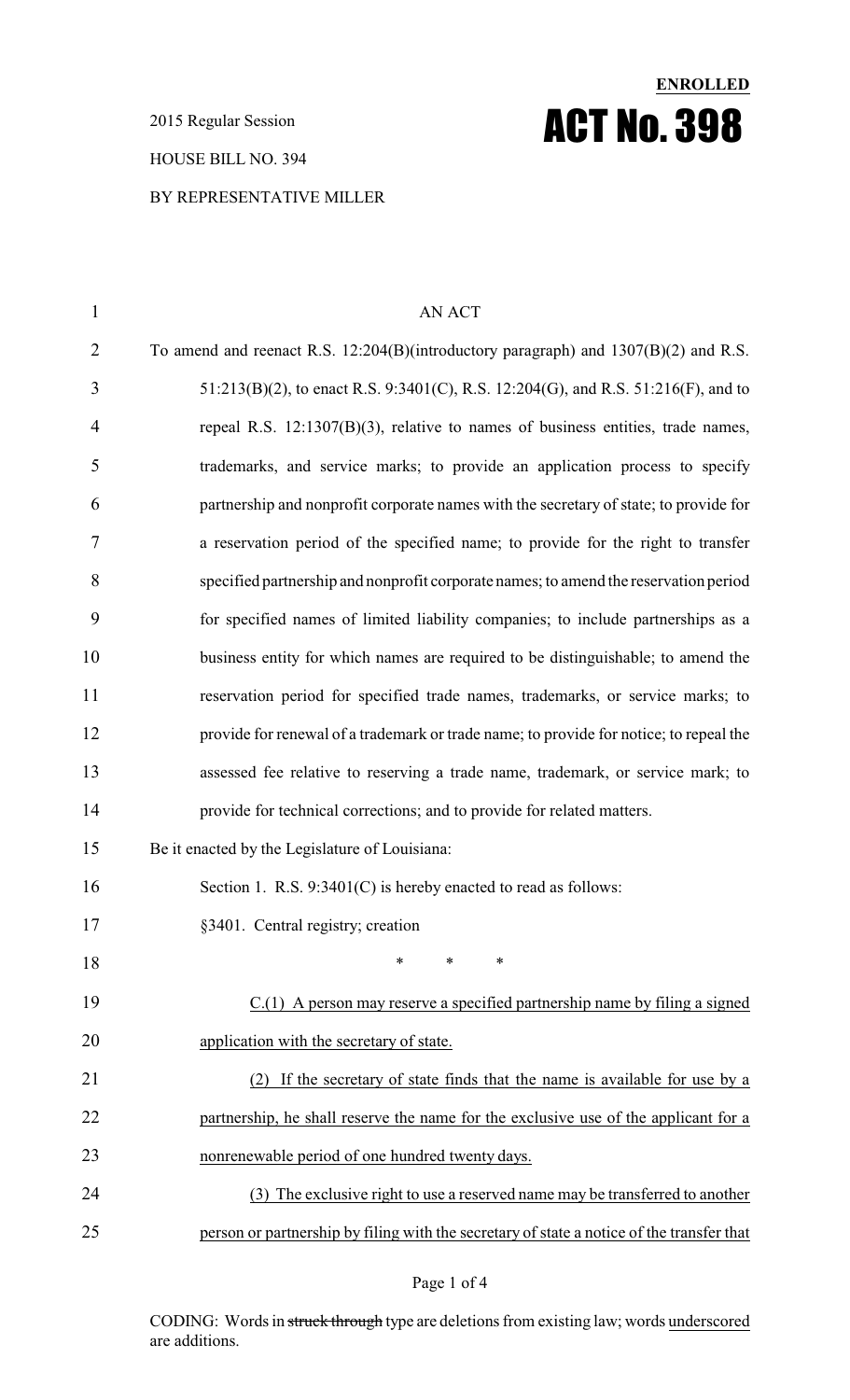**ENROLLED**

# ACT No. 398

2015 Regular Session

HOUSE BILL NO. 394

BY REPRESENTATIVE MILLER

AN ACT

To amend and reenact R.S. 12:204(B)(introductory paragraph) and 1307(B)(2) and R.S. 51:213(B)(2), to enact R.S. 9:3401(C), R.S. 12:204(G), and R.S. 51:216(F), and to repeal R.S. 12:1307(B)(3), relative to names of business entities, trade names, trademarks, and service marks; to provide an application process to specify partnership and nonprofit corporate names with the secretary of state; to provide for a reservation period of the specified name; to provide for the right to transfer specified partnership and nonprofit corporate names; to amend the reservation period for specified names of limited liability companies; to include partnerships as a business entity for which names are required to be distinguishable; to amend the reservation period for specified trade names, trademarks, or service marks; to provide for renewal of a trademark or trade name; to provide for notice; to repeal the assessed fee relative to reserving a trade name, trademark, or service mark; to provide for technical corrections; and to provide for related matters.

Be it enacted by the Legislature of Louisiana:

Section 1. R.S. 9:3401(C) is hereby enacted to read as follows:

§3401. Central registry; creation

\* \* \*

<u>C.(1) A person may reserve a specified partnership name by filing a signed application with the secretary of state.</u>

<u>(2) If the secretary of state finds that the name is available for use by a partnership, he shall reserve the name for the exclusive use of the applicant for a nonrenewable period of one hundred twenty days.</u>

<u>(3) The exclusive right to use a reserved name may be transferred to another person or partnership by filing with the secretary of state a notice of the transfer that</u>

CODING: Words in ~~struck through~~ type are deletions from existing law; words <u>underscored</u> are additions.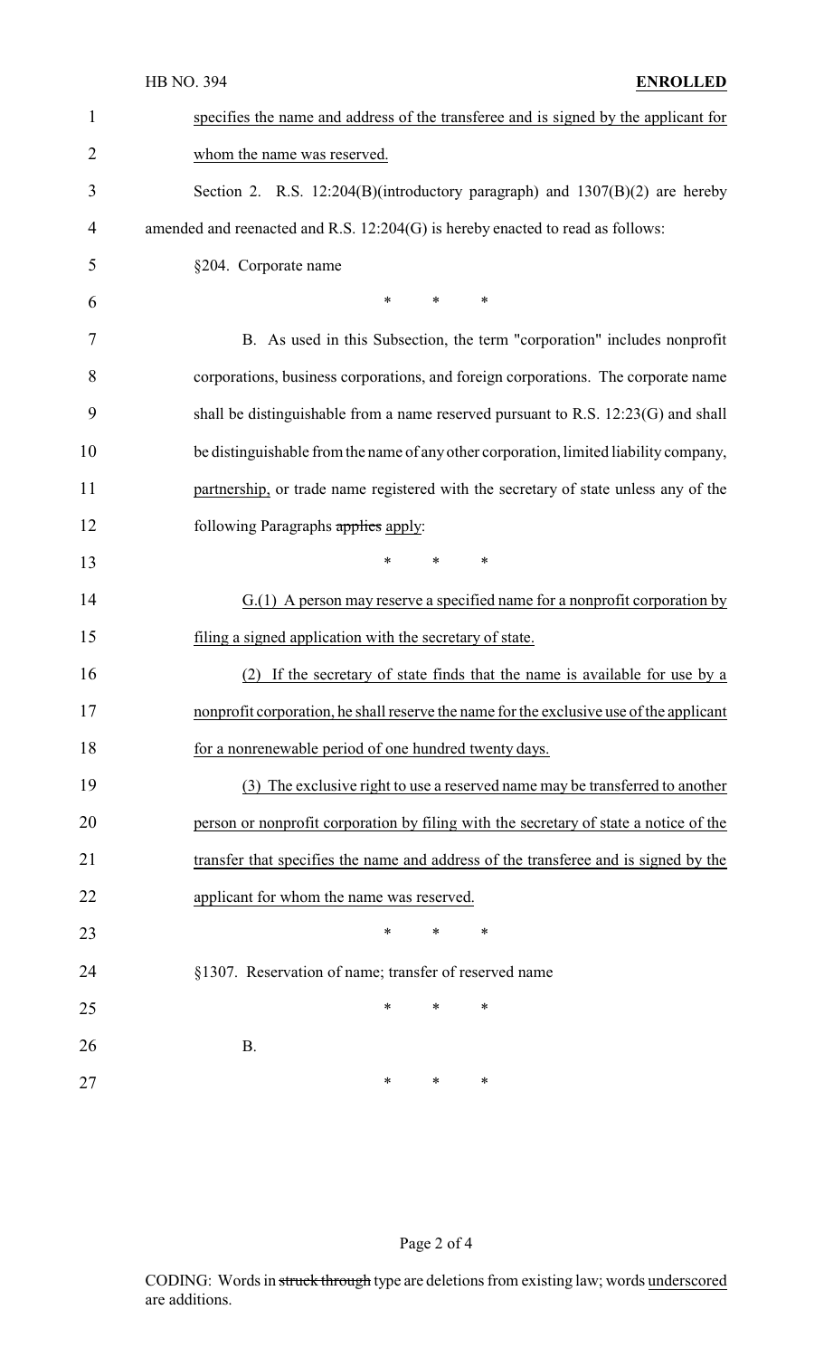specifies the name and address of the transferee and is signed by the applicant for whom the name was reserved.

Section 2. R.S. 12:204(B)(introductory paragraph) and 1307(B)(2) are hereby amended and reenacted and R.S. 12:204(G) is hereby enacted to read as follows:

§204. Corporate name

\* \* \*

B. As used in this Subsection, the term "corporation" includes nonprofit corporations, business corporations, and foreign corporations. The corporate name shall be distinguishable from a name reserved pursuant to R.S. 12:23(G) and shall be distinguishable from the name of any other corporation, limited liability company, partnership, or trade name registered with the secretary of state unless any of the following Paragraphs ~~applies~~ apply:

\* \* \*

G.(1) A person may reserve a specified name for a nonprofit corporation by filing a signed application with the secretary of state.

(2) If the secretary of state finds that the name is available for use by a nonprofit corporation, he shall reserve the name for the exclusive use of the applicant for a nonrenewable period of one hundred twenty days.

(3) The exclusive right to use a reserved name may be transferred to another person or nonprofit corporation by filing with the secretary of state a notice of the transfer that specifies the name and address of the transferee and is signed by the applicant for whom the name was reserved.

\* \* \*

§1307. Reservation of name; transfer of reserved name

\* \* \*

B.

\* \* \*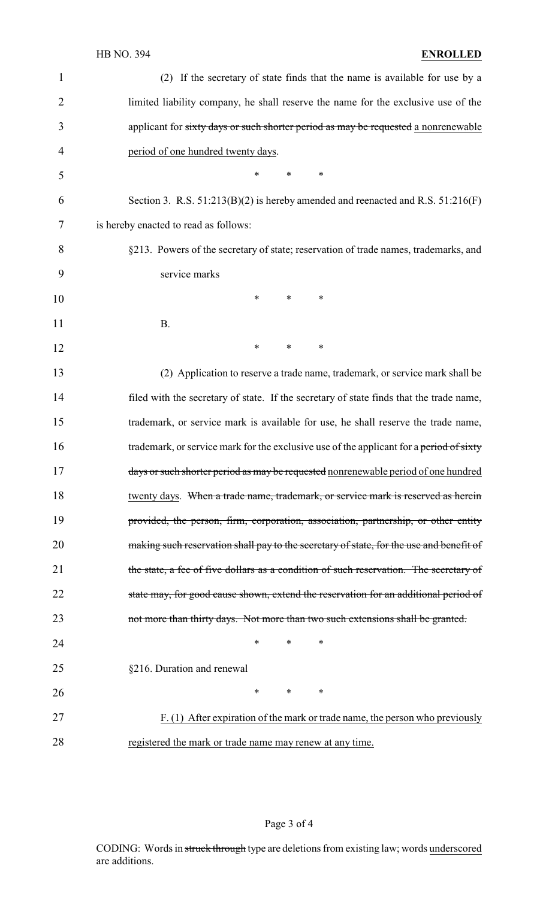(2) If the secretary of state finds that the name is available for use by a limited liability company, he shall reserve the name for the exclusive use of the applicant for ~~sixty days or such shorter period as may be requested~~ a nonrenewable period of one hundred twenty days.

\* \* \*

Section 3. R.S. 51:213(B)(2) is hereby amended and reenacted and R.S. 51:216(F) is hereby enacted to read as follows:

§213. Powers of the secretary of state; reservation of trade names, trademarks, and service marks

\* \* \*

B.

\* \* \*

(2) Application to reserve a trade name, trademark, or service mark shall be filed with the secretary of state. If the secretary of state finds that the trade name, trademark, or service mark is available for use, he shall reserve the trade name, trademark, or service mark for the exclusive use of the applicant for a ~~period of sixty days or such shorter period as may be requested~~ nonrenewable period of one hundred twenty days. ~~When a trade name, trademark, or service mark is reserved as herein provided, the person, firm, corporation, association, partnership, or other entity making such reservation shall pay to the secretary of state, for the use and benefit of the state, a fee of five dollars as a condition of such reservation. The secretary of state may, for good cause shown, extend the reservation for an additional period of not more than thirty days. Not more than two such extensions shall be granted.~~

\* \* \*

§216. Duration and renewal

\* \* \*

F. (1) After expiration of the mark or trade name, the person who previously registered the mark or trade name may renew at any time.

CODING: Words in ~~struck through~~ type are deletions from existing law; words underscored are additions.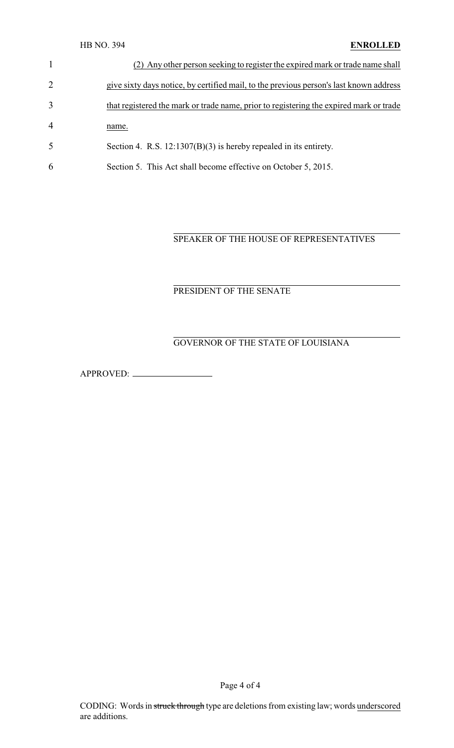(2) Any other person seeking to register the expired mark or trade name shall give sixty days notice, by certified mail, to the previous person's last known address that registered the mark or trade name, prior to registering the expired mark or trade name.

Section 4. R.S. 12:1307(B)(3) is hereby repealed in its entirety.

Section 5. This Act shall become effective on October 5, 2015.

SPEAKER OF THE HOUSE OF REPRESENTATIVES

PRESIDENT OF THE SENATE

GOVERNOR OF THE STATE OF LOUISIANA

APPROVED: \_\_\_\_\_\_\_\_\_\_\_\_\_\_\_\_\_\_

CODING: Words in struck through type are deletions from existing law; words underscored are additions.